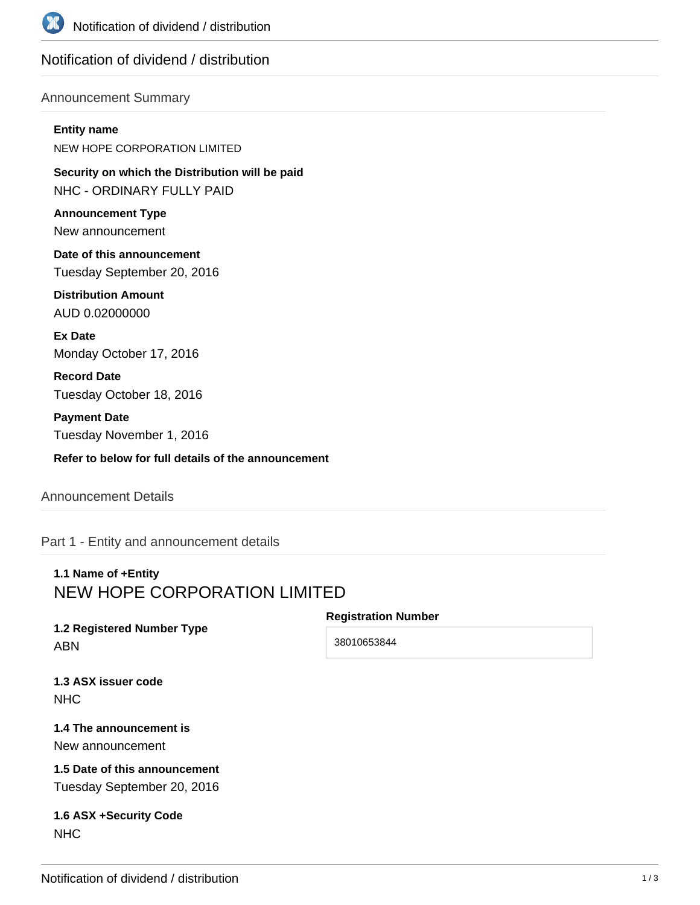# Notification of dividend / distribution

## Announcement Summary

**Entity name**

NEW HOPE CORPORATION LIMITED

**Security on which the Distribution will be paid**

NHC - ORDINARY FULLY PAID

**Announcement Type**

New announcement

**Date of this announcement**

Tuesday September 20, 2016

**Distribution Amount**

AUD 0.02000000

**Ex Date**

Monday October 17, 2016

**Record Date**

Tuesday October 18, 2016

**Payment Date**

Tuesday November 1, 2016

**Refer to below for full details of the announcement**

## Announcement Details

### Part 1 - Entity and announcement details

**1.1 Name of +Entity**

NEW HOPE CORPORATION LIMITED

**1.2 Registered Number Type**

ABN

**Registration Number**

38010653844

**1.3 ASX issuer code**

NHC

**1.4 The announcement is**

New announcement

**1.5 Date of this announcement**

Tuesday September 20, 2016

**1.6 ASX +Security Code**

NHC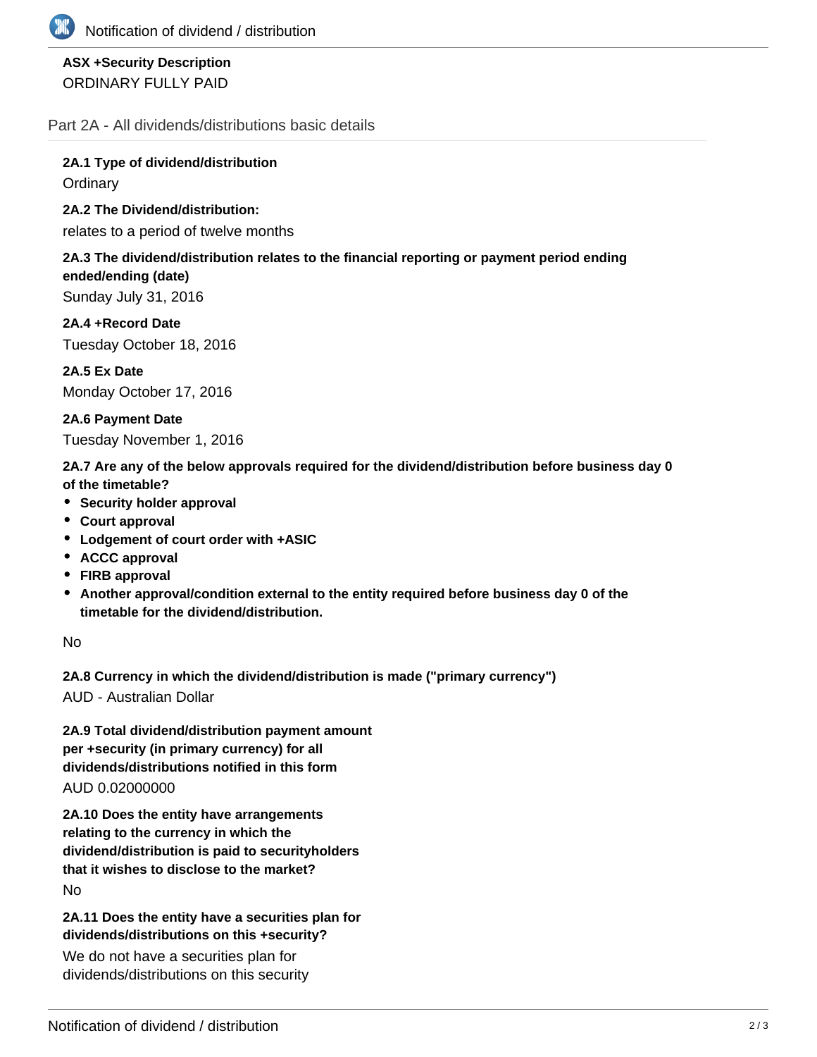**ASX +Security Description**

ORDINARY FULLY PAID

## Part 2A - All dividends/distributions basic details

**2A.1 Type of dividend/distribution**

Ordinary

**2A.2 The Dividend/distribution:**

relates to a period of twelve months

**2A.3 The dividend/distribution relates to the financial reporting or payment period ending ended/ending (date)**

Sunday July 31, 2016

**2A.4 +Record Date**

Tuesday October 18, 2016

**2A.5 Ex Date**

Monday October 17, 2016

**2A.6 Payment Date**

Tuesday November 1, 2016

**2A.7 Are any of the below approvals required for the dividend/distribution before business day 0 of the timetable?**

- **Security holder approval**
- **Court approval**
- **Lodgement of court order with +ASIC**
- **ACCC approval**
- **FIRB approval**
- **Another approval/condition external to the entity required before business day 0 of the timetable for the dividend/distribution.**

No

**2A.8 Currency in which the dividend/distribution is made ("primary currency")**

AUD - Australian Dollar

**2A.9 Total dividend/distribution payment amount per +security (in primary currency) for all dividends/distributions notified in this form**

AUD 0.02000000

**2A.10 Does the entity have arrangements relating to the currency in which the dividend/distribution is paid to securityholders that it wishes to disclose to the market?**

No

**2A.11 Does the entity have a securities plan for dividends/distributions on this +security?**

We do not have a securities plan for dividends/distributions on this security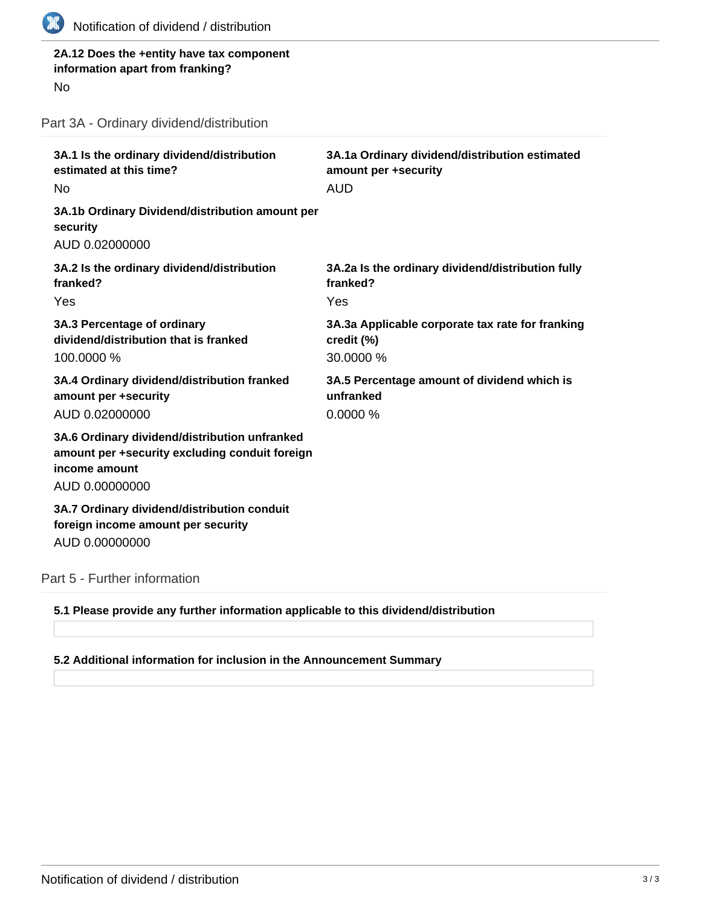**2A.12 Does the +entity have tax component information apart from franking?**

No

## Part 3A - Ordinary dividend/distribution

**3A.1 Is the ordinary dividend/distribution estimated at this time?**

No

**3A.1a Ordinary dividend/distribution estimated amount per +security**

AUD

**3A.1b Ordinary Dividend/distribution amount per security**

AUD 0.02000000

**3A.2 Is the ordinary dividend/distribution franked?**

Yes

**3A.2a Is the ordinary dividend/distribution fully franked?**

Yes

**3A.3 Percentage of ordinary dividend/distribution that is franked**

100.0000 %

**3A.3a Applicable corporate tax rate for franking credit (%)**

30.0000 %

**3A.4 Ordinary dividend/distribution franked amount per +security**

AUD 0.02000000

**3A.5 Percentage amount of dividend which is unfranked**

0.0000 %

**3A.6 Ordinary dividend/distribution unfranked amount per +security excluding conduit foreign income amount**

AUD 0.00000000

**3A.7 Ordinary dividend/distribution conduit foreign income amount per security**

AUD 0.00000000

## Part 5 - Further information

**5.1 Please provide any further information applicable to this dividend/distribution**

**5.2 Additional information for inclusion in the Announcement Summary**